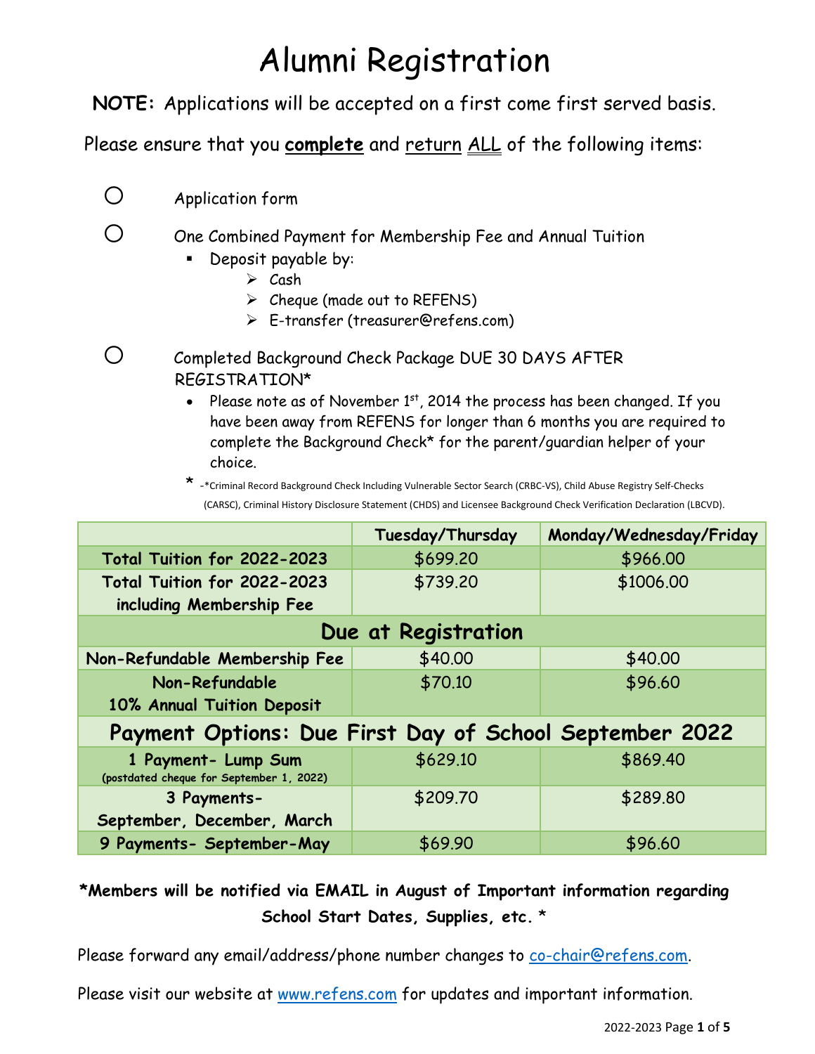# Alumni Registration

**NOTE:** Applications will be accepted on a first come first served basis.

Please ensure that you **complete** and return ALL of the following items:

- ○ Application form
- ○ One Combined Payment for Membership Fee and Annual Tuition
  - Deposit payable by:
    - Cash
    - Cheque (made out to REFENS)
    - E-transfer (treasurer@refens.com)
- ○ Completed Background Check Package DUE 30 DAYS AFTER REGISTRATION*
  - Please note as of November 1st, 2014 the process has been changed. If you have been away from REFENS for longer than 6 months you are required to complete the Background Check* for the parent/guardian helper of your choice.

\* -*Criminal Record Background Check Including Vulnerable Sector Search (CRBC-VS), Child Abuse Registry Self-Checks (CARSC), Criminal History Disclosure Statement (CHDS) and Licensee Background Check Verification Declaration (LBCVD).

| | Tuesday/Thursday | Monday/Wednesday/Friday |
|---|---|---|
| **Total Tuition for 2022-2023** | $699.20 | $966.00 |
| **Total Tuition for 2022-2023 including Membership Fee** | $739.20 | $1006.00 |
| **Due at Registration** | | |
| **Non-Refundable Membership Fee** | $40.00 | $40.00 |
| **Non-Refundable 10% Annual Tuition Deposit** | $70.10 | $96.60 |
| **Payment Options: Due First Day of School September 2022** | | |
| **1 Payment- Lump Sum** (postdated cheque for September 1, 2022) | $629.10 | $869.40 |
| **3 Payments- September, December, March** | $209.70 | $289.80 |
| **9 Payments- September-May** | $69.90 | $96.60 |

***Members will be notified via EMAIL in August of Important information regarding School Start Dates, Supplies, etc. ***

Please forward any email/address/phone number changes to co-chair@refens.com.

Please visit our website at www.refens.com for updates and important information.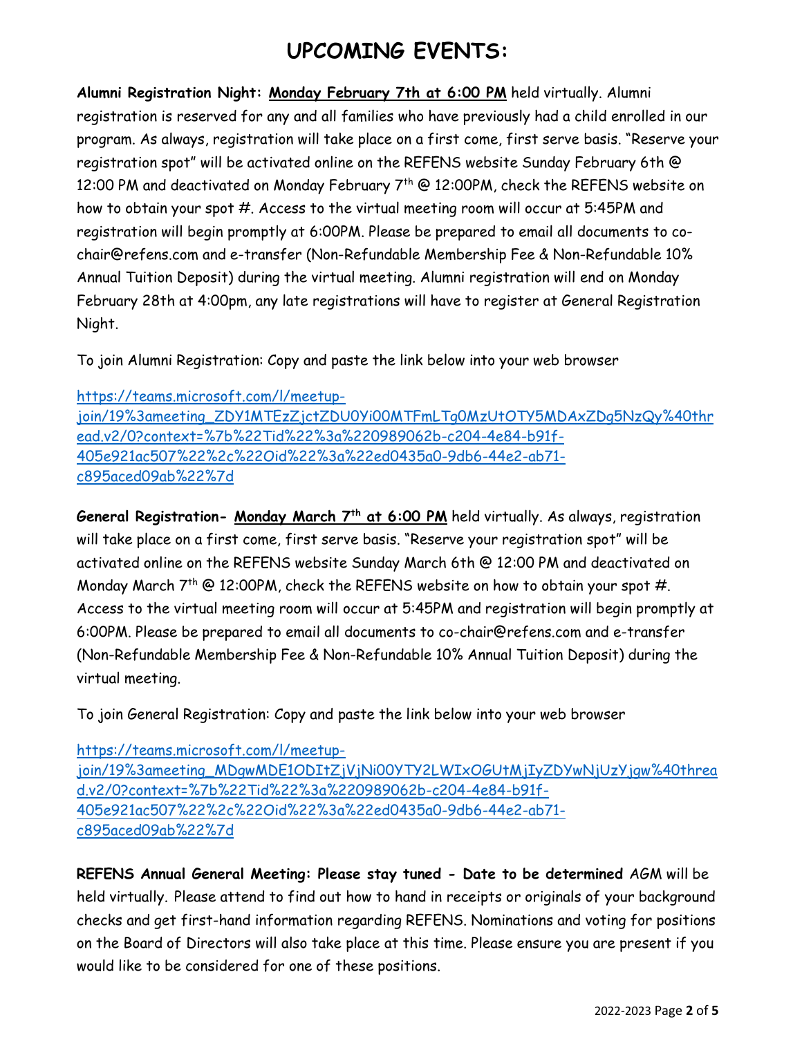# UPCOMING EVENTS:

**Alumni Registration Night:** **Monday February 7th at 6:00 PM** held virtually. Alumni registration is reserved for any and all families who have previously had a child enrolled in our program. As always, registration will take place on a first come, first serve basis. "Reserve your registration spot" will be activated online on the REFENS website Sunday February 6th @ 12:00 PM and deactivated on Monday February 7th @ 12:00PM, check the REFENS website on how to obtain your spot #. Access to the virtual meeting room will occur at 5:45PM and registration will begin promptly at 6:00PM. Please be prepared to email all documents to co-chair@refens.com and e-transfer (Non-Refundable Membership Fee & Non-Refundable 10% Annual Tuition Deposit) during the virtual meeting. Alumni registration will end on Monday February 28th at 4:00pm, any late registrations will have to register at General Registration Night.

To join Alumni Registration: Copy and paste the link below into your web browser

https://teams.microsoft.com/l/meetup-join/19%3ameeting_ZDY1MTEzZjctZDU0Yi00MTFmLTg0MzUtOTY5MDAxZDg5NzQy%40thread.v2/0?context=%7b%22Tid%22%3a%220989062b-c204-4e84-b91f-405e921ac507%22%2c%22Oid%22%3a%22ed0435a0-9db6-44e2-ab71-c895aced09ab%22%7d

**General Registration-** **Monday March 7th at 6:00 PM** held virtually. As always, registration will take place on a first come, first serve basis. "Reserve your registration spot" will be activated online on the REFENS website Sunday March 6th @ 12:00 PM and deactivated on Monday March 7th @ 12:00PM, check the REFENS website on how to obtain your spot #. Access to the virtual meeting room will occur at 5:45PM and registration will begin promptly at 6:00PM. Please be prepared to email all documents to co-chair@refens.com and e-transfer (Non-Refundable Membership Fee & Non-Refundable 10% Annual Tuition Deposit) during the virtual meeting.

To join General Registration: Copy and paste the link below into your web browser

https://teams.microsoft.com/l/meetup-join/19%3ameeting_MDgwMDE1ODItZjVjNi00YTY2LWIxOGUtMjIyZDYwNjUzYjgw%40thread.v2/0?context=%7b%22Tid%22%3a%220989062b-c204-4e84-b91f-405e921ac507%22%2c%22Oid%22%3a%22ed0435a0-9db6-44e2-ab71-c895aced09ab%22%7d

**REFENS Annual General Meeting: Please stay tuned - Date to be determined** AGM will be held virtually. Please attend to find out how to hand in receipts or originals of your background checks and get first-hand information regarding REFENS. Nominations and voting for positions on the Board of Directors will also take place at this time. Please ensure you are present if you would like to be considered for one of these positions.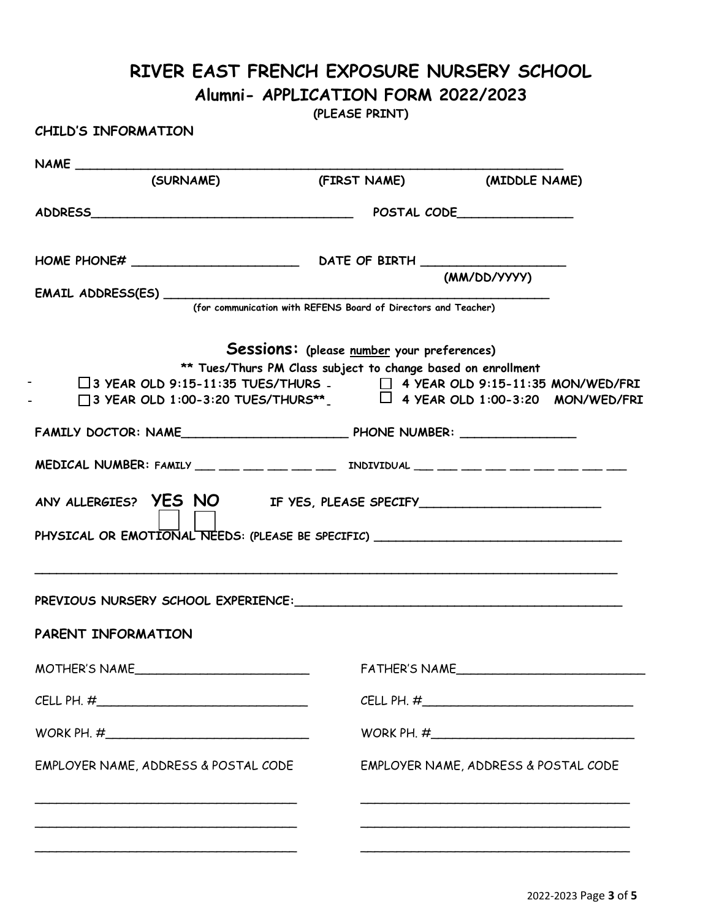# RIVER EAST FRENCH EXPOSURE NURSERY SCHOOL

## Alumni- APPLICATION FORM 2022/2023

(PLEASE PRINT)

**CHILD'S INFORMATION**

NAME ____________________________________________

(SURNAME) (FIRST NAME) (MIDDLE NAME)

ADDRESS____________________________ POSTAL CODE______________

HOME PHONE# ____________________ DATE OF BIRTH ________________

(MM/DD/YYYY)

EMAIL ADDRESS(ES) ________________________________________

(for communication with REFENS Board of Directors and Teacher)

**Sessions:** (please number your preferences)

** Tues/Thurs PM Class subject to change based on enrollment

- ☐ 3 YEAR OLD 9:15-11:35 TUES/THURS
- ☐ 3 YEAR OLD 1:00-3:20 TUES/THURS**
- ☐ 4 YEAR OLD 9:15-11:35 MON/WED/FRI
- ☐ 4 YEAR OLD 1:00-3:20 MON/WED/FRI

FAMILY DOCTOR: NAME____________________ PHONE NUMBER: ______________

MEDICAL NUMBER: FAMILY ___ ___ ___ ___ ___ ___ INDIVIDUAL ___ ___ ___ ___ ___ ___ ___ ___ ___

ANY ALLERGIES? **YES** ☐ **NO** ☐ IF YES, PLEASE SPECIFY______________________

PHYSICAL OR EMOTIONAL NEEDS: (PLEASE BE SPECIFIC) ______________________________

________________________________________________________________________

PREVIOUS NURSERY SCHOOL EXPERIENCE:_______________________________________

**PARENT INFORMATION**

MOTHER'S NAME______________________

CELL PH. #__________________________

WORK PH. #__________________________

EMPLOYER NAME, ADDRESS & POSTAL CODE

________________________________

________________________________

________________________________

FATHER'S NAME______________________

CELL PH. #__________________________

WORK PH. #__________________________

EMPLOYER NAME, ADDRESS & POSTAL CODE

________________________________

________________________________

________________________________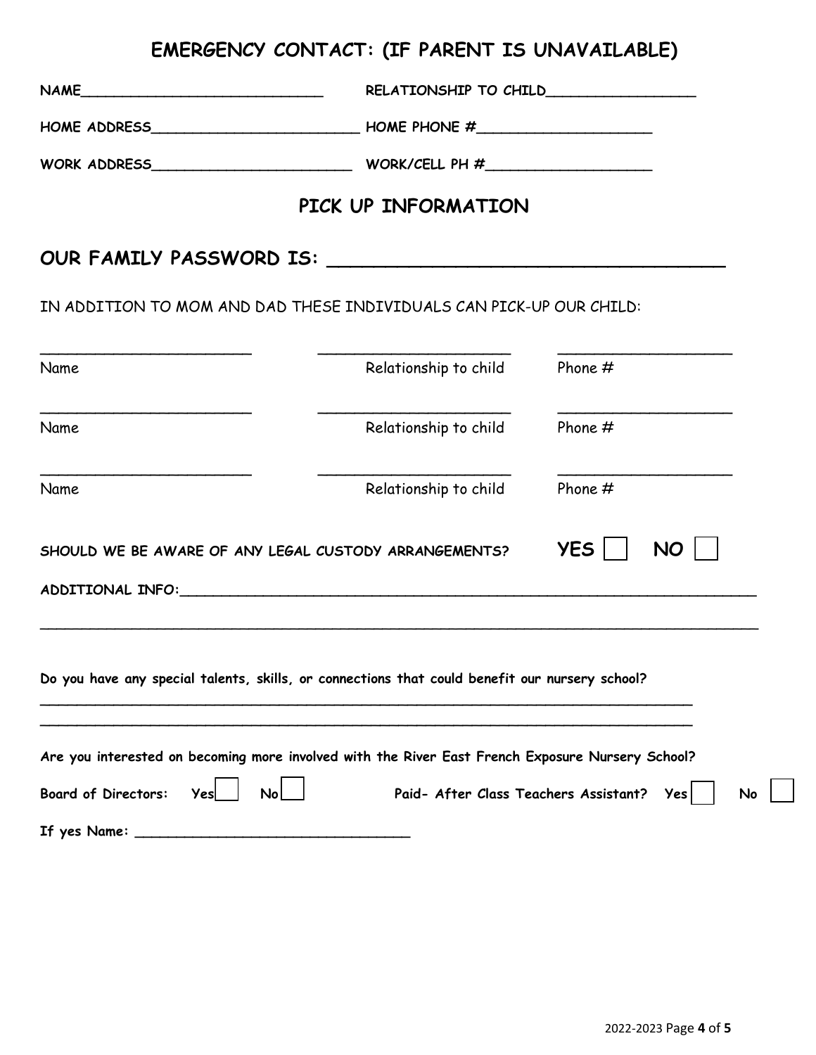## EMERGENCY CONTACT: (IF PARENT IS UNAVAILABLE)

**NAME**___________________________ **RELATIONSHIP TO CHILD**________________

**HOME ADDRESS**______________________ **HOME PHONE #**___________________

**WORK ADDRESS**______________________ **WORK/CELL PH #**__________________

## PICK UP INFORMATION

### OUR FAMILY PASSWORD IS: ________________________________

IN ADDITION TO MOM AND DAD THESE INDIVIDUALS CAN PICK-UP OUR CHILD:

| Name | Relationship to child | Phone # |
|---|---|---|
| ______________________ | ____________________ | __________________ |
| ______________________ | ____________________ | __________________ |
| ______________________ | ____________________ | __________________ |

**SHOULD WE BE AWARE OF ANY LEGAL CUSTODY ARRANGEMENTS?** **YES** ☐ **NO** ☐

**ADDITIONAL INFO:**_____________________________________________________________

_______________________________________________________________________________

**Do you have any special talents, skills, or connections that could benefit our nursery school?**

_______________________________________________________________________________

_______________________________________________________________________________

**Are you interested on becoming more involved with the River East French Exposure Nursery School?**

**Board of Directors: Yes** ☐ **No** ☐ **Paid- After Class Teachers Assistant? Yes** ☐ **No** ☐

**If yes Name:** ______________________________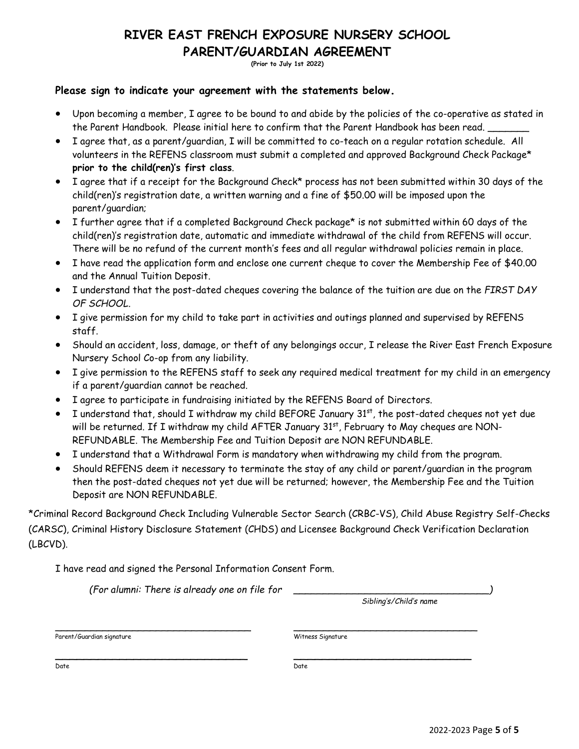# RIVER EAST FRENCH EXPOSURE NURSERY SCHOOL
# PARENT/GUARDIAN AGREEMENT

**(Prior to July 1st 2022)**

**Please sign to indicate your agreement with the statements below.**

- Upon becoming a member, I agree to be bound to and abide by the policies of the co-operative as stated in the Parent Handbook. Please initial here to confirm that the Parent Handbook has been read. _______
- I agree that, as a parent/guardian, I will be committed to co-teach on a regular rotation schedule. All volunteers in the REFENS classroom must submit a completed and approved Background Check Package* **prior to the child(ren)'s first class**.
- I agree that if a receipt for the Background Check* process has not been submitted within 30 days of the child(ren)'s registration date, a written warning and a fine of $50.00 will be imposed upon the parent/guardian;
- I further agree that if a completed Background Check package* is not submitted within 60 days of the child(ren)'s registration date, automatic and immediate withdrawal of the child from REFENS will occur. There will be no refund of the current month's fees and all regular withdrawal policies remain in place.
- I have read the application form and enclose one current cheque to cover the Membership Fee of $40.00 and the Annual Tuition Deposit.
- I understand that the post-dated cheques covering the balance of the tuition are due on the *FIRST DAY OF SCHOOL.*
- I give permission for my child to take part in activities and outings planned and supervised by REFENS staff.
- Should an accident, loss, damage, or theft of any belongings occur, I release the River East French Exposure Nursery School Co-op from any liability.
- I give permission to the REFENS staff to seek any required medical treatment for my child in an emergency if a parent/guardian cannot be reached.
- I agree to participate in fundraising initiated by the REFENS Board of Directors.
- I understand that, should I withdraw my child BEFORE January 31st, the post-dated cheques not yet due will be returned. If I withdraw my child AFTER January 31st, February to May cheques are NON-REFUNDABLE. The Membership Fee and Tuition Deposit are NON REFUNDABLE.
- I understand that a Withdrawal Form is mandatory when withdrawing my child from the program.
- Should REFENS deem it necessary to terminate the stay of any child or parent/guardian in the program then the post-dated cheques not yet due will be returned; however, the Membership Fee and the Tuition Deposit are NON REFUNDABLE.

*Criminal Record Background Check Including Vulnerable Sector Search (CRBC-VS), Child Abuse Registry Self-Checks (CARSC), Criminal History Disclosure Statement (CHDS) and Licensee Background Check Verification Declaration (LBCVD).

I have read and signed the Personal Information Consent Form.

*(For alumni: There is already one on file for* _________________________________)

Sibling's/Child's name

_________________________________ Parent/Guardian signature

_________________________________ Witness Signature

_________________________________ Date

_________________________________ Date